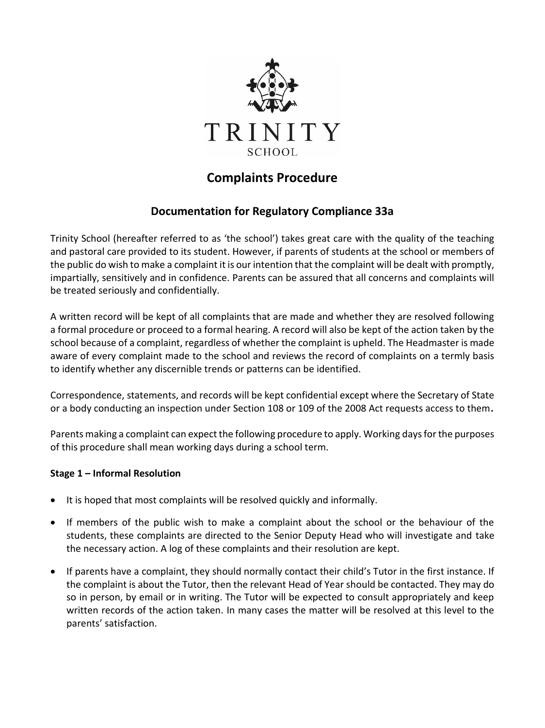TRINITY

SCHOOL

# Complaints Procedure

## Documentation for Regulatory Compliance 33a

Trinity School (hereafter referred to as 'the school') takes great care with the quality of the teaching and pastoral care provided to its student. However, if parents of students at the school or members of the public do wish to make a complaint it is our intention that the complaint will be dealt with promptly, impartially, sensitively and in confidence. Parents can be assured that all concerns and complaints will be treated seriously and confidentially.

A written record will be kept of all complaints that are made and whether they are resolved following a formal procedure or proceed to a formal hearing. A record will also be kept of the action taken by the school because of a complaint, regardless of whether the complaint is upheld. The Headmaster is made aware of every complaint made to the school and reviews the record of complaints on a termly basis to identify whether any discernible trends or patterns can be identified.

Correspondence, statements, and records will be kept confidential except where the Secretary of State or a body conducting an inspection under Section 108 or 109 of the 2008 Act requests access to them**.**

Parents making a complaint can expect the following procedure to apply. Working days for the purposes of this procedure shall mean working days during a school term.

**Stage 1 – Informal Resolution**

- It is hoped that most complaints will be resolved quickly and informally.
- If members of the public wish to make a complaint about the school or the behaviour of the students, these complaints are directed to the Senior Deputy Head who will investigate and take the necessary action. A log of these complaints and their resolution are kept.
- If parents have a complaint, they should normally contact their child's Tutor in the first instance. If the complaint is about the Tutor, then the relevant Head of Year should be contacted. They may do so in person, by email or in writing. The Tutor will be expected to consult appropriately and keep written records of the action taken. In many cases the matter will be resolved at this level to the parents' satisfaction.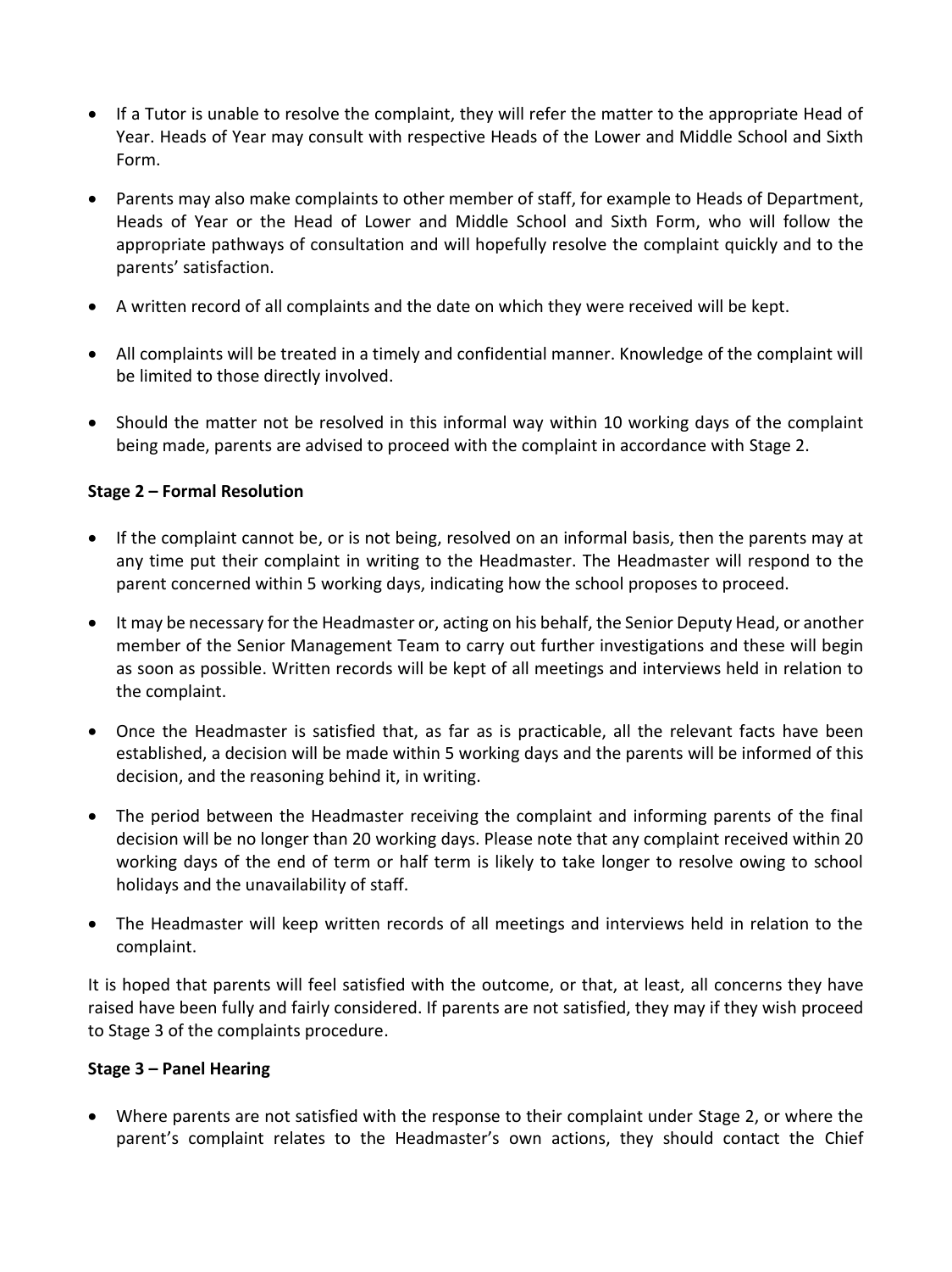- If a Tutor is unable to resolve the complaint, they will refer the matter to the appropriate Head of Year. Heads of Year may consult with respective Heads of the Lower and Middle School and Sixth Form.

- Parents may also make complaints to other member of staff, for example to Heads of Department, Heads of Year or the Head of Lower and Middle School and Sixth Form, who will follow the appropriate pathways of consultation and will hopefully resolve the complaint quickly and to the parents' satisfaction.

- A written record of all complaints and the date on which they were received will be kept.

- All complaints will be treated in a timely and confidential manner. Knowledge of the complaint will be limited to those directly involved.

- Should the matter not be resolved in this informal way within 10 working days of the complaint being made, parents are advised to proceed with the complaint in accordance with Stage 2.

**Stage 2 – Formal Resolution**

- If the complaint cannot be, or is not being, resolved on an informal basis, then the parents may at any time put their complaint in writing to the Headmaster. The Headmaster will respond to the parent concerned within 5 working days, indicating how the school proposes to proceed.

- It may be necessary for the Headmaster or, acting on his behalf, the Senior Deputy Head, or another member of the Senior Management Team to carry out further investigations and these will begin as soon as possible. Written records will be kept of all meetings and interviews held in relation to the complaint.

- Once the Headmaster is satisfied that, as far as is practicable, all the relevant facts have been established, a decision will be made within 5 working days and the parents will be informed of this decision, and the reasoning behind it, in writing.

- The period between the Headmaster receiving the complaint and informing parents of the final decision will be no longer than 20 working days. Please note that any complaint received within 20 working days of the end of term or half term is likely to take longer to resolve owing to school holidays and the unavailability of staff.

- The Headmaster will keep written records of all meetings and interviews held in relation to the complaint.

It is hoped that parents will feel satisfied with the outcome, or that, at least, all concerns they have raised have been fully and fairly considered. If parents are not satisfied, they may if they wish proceed to Stage 3 of the complaints procedure.

**Stage 3 – Panel Hearing**

- Where parents are not satisfied with the response to their complaint under Stage 2, or where the parent's complaint relates to the Headmaster's own actions, they should contact the Chief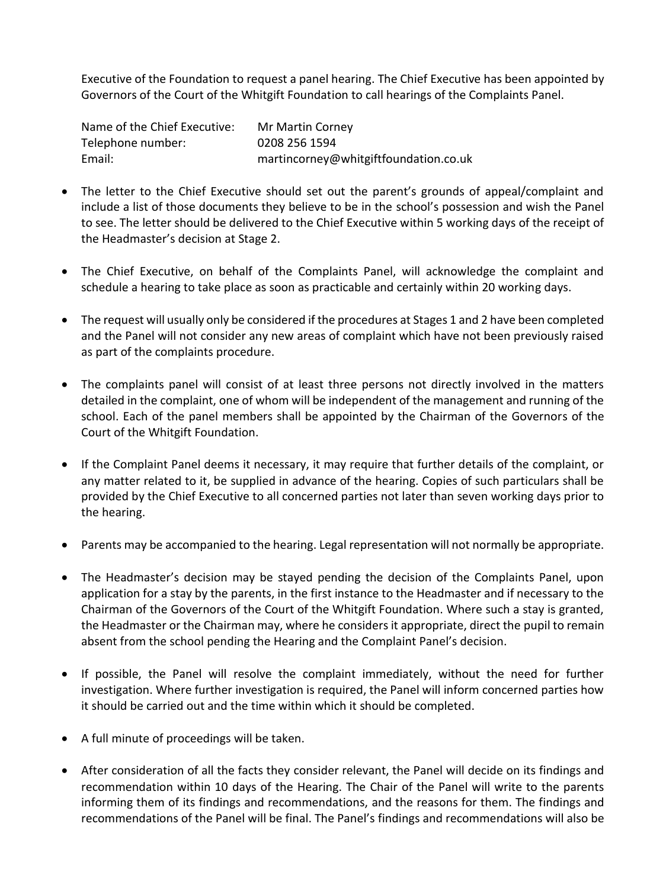Executive of the Foundation to request a panel hearing. The Chief Executive has been appointed by Governors of the Court of the Whitgift Foundation to call hearings of the Complaints Panel.

| | |
|---|---|
| Name of the Chief Executive: | Mr Martin Corney |
| Telephone number: | 0208 256 1594 |
| Email: | martincorney@whitgiftfoundation.co.uk |

- The letter to the Chief Executive should set out the parent's grounds of appeal/complaint and include a list of those documents they believe to be in the school's possession and wish the Panel to see. The letter should be delivered to the Chief Executive within 5 working days of the receipt of the Headmaster's decision at Stage 2.

- The Chief Executive, on behalf of the Complaints Panel, will acknowledge the complaint and schedule a hearing to take place as soon as practicable and certainly within 20 working days.

- The request will usually only be considered if the procedures at Stages 1 and 2 have been completed and the Panel will not consider any new areas of complaint which have not been previously raised as part of the complaints procedure.

- The complaints panel will consist of at least three persons not directly involved in the matters detailed in the complaint, one of whom will be independent of the management and running of the school. Each of the panel members shall be appointed by the Chairman of the Governors of the Court of the Whitgift Foundation.

- If the Complaint Panel deems it necessary, it may require that further details of the complaint, or any matter related to it, be supplied in advance of the hearing. Copies of such particulars shall be provided by the Chief Executive to all concerned parties not later than seven working days prior to the hearing.

- Parents may be accompanied to the hearing. Legal representation will not normally be appropriate.

- The Headmaster's decision may be stayed pending the decision of the Complaints Panel, upon application for a stay by the parents, in the first instance to the Headmaster and if necessary to the Chairman of the Governors of the Court of the Whitgift Foundation. Where such a stay is granted, the Headmaster or the Chairman may, where he considers it appropriate, direct the pupil to remain absent from the school pending the Hearing and the Complaint Panel's decision.

- If possible, the Panel will resolve the complaint immediately, without the need for further investigation. Where further investigation is required, the Panel will inform concerned parties how it should be carried out and the time within which it should be completed.

- A full minute of proceedings will be taken.

- After consideration of all the facts they consider relevant, the Panel will decide on its findings and recommendation within 10 days of the Hearing. The Chair of the Panel will write to the parents informing them of its findings and recommendations, and the reasons for them. The findings and recommendations of the Panel will be final. The Panel's findings and recommendations will also be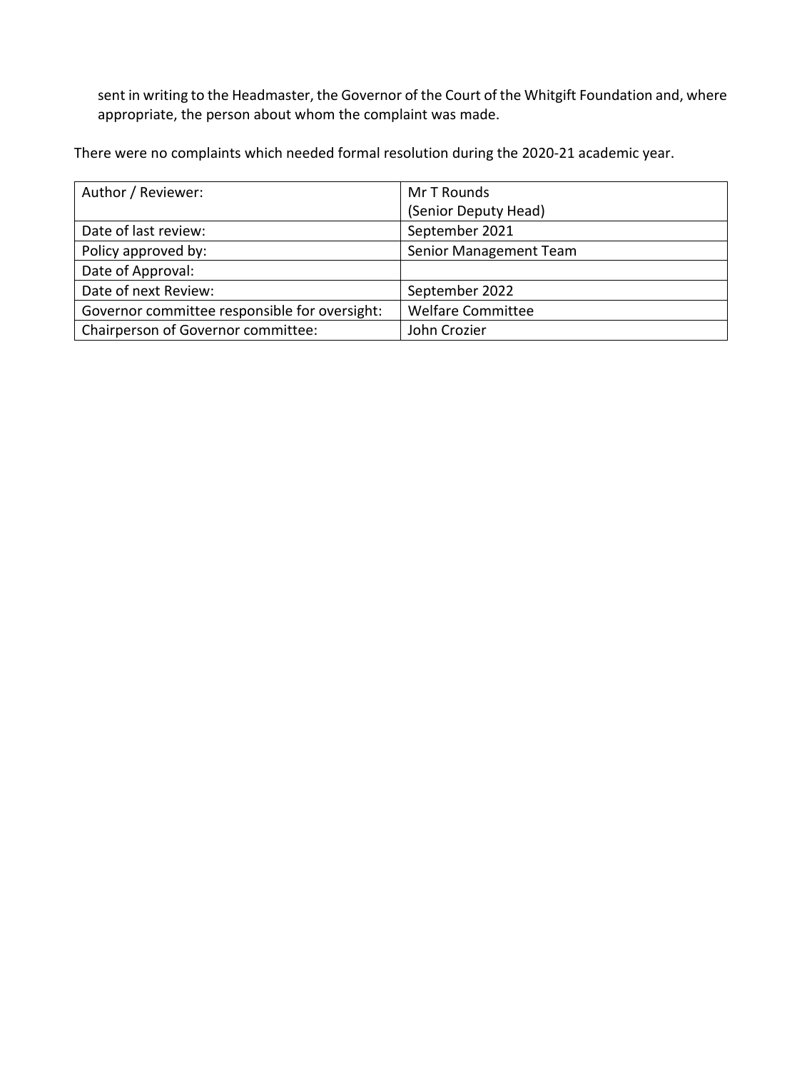sent in writing to the Headmaster, the Governor of the Court of the Whitgift Foundation and, where appropriate, the person about whom the complaint was made.

There were no complaints which needed formal resolution during the 2020-21 academic year.

| | |
|---|---|
| Author / Reviewer: | Mr T Rounds (Senior Deputy Head) |
| Date of last review: | September 2021 |
| Policy approved by: | Senior Management Team |
| Date of Approval: | |
| Date of next Review: | September 2022 |
| Governor committee responsible for oversight: | Welfare Committee |
| Chairperson of Governor committee: | John Crozier |